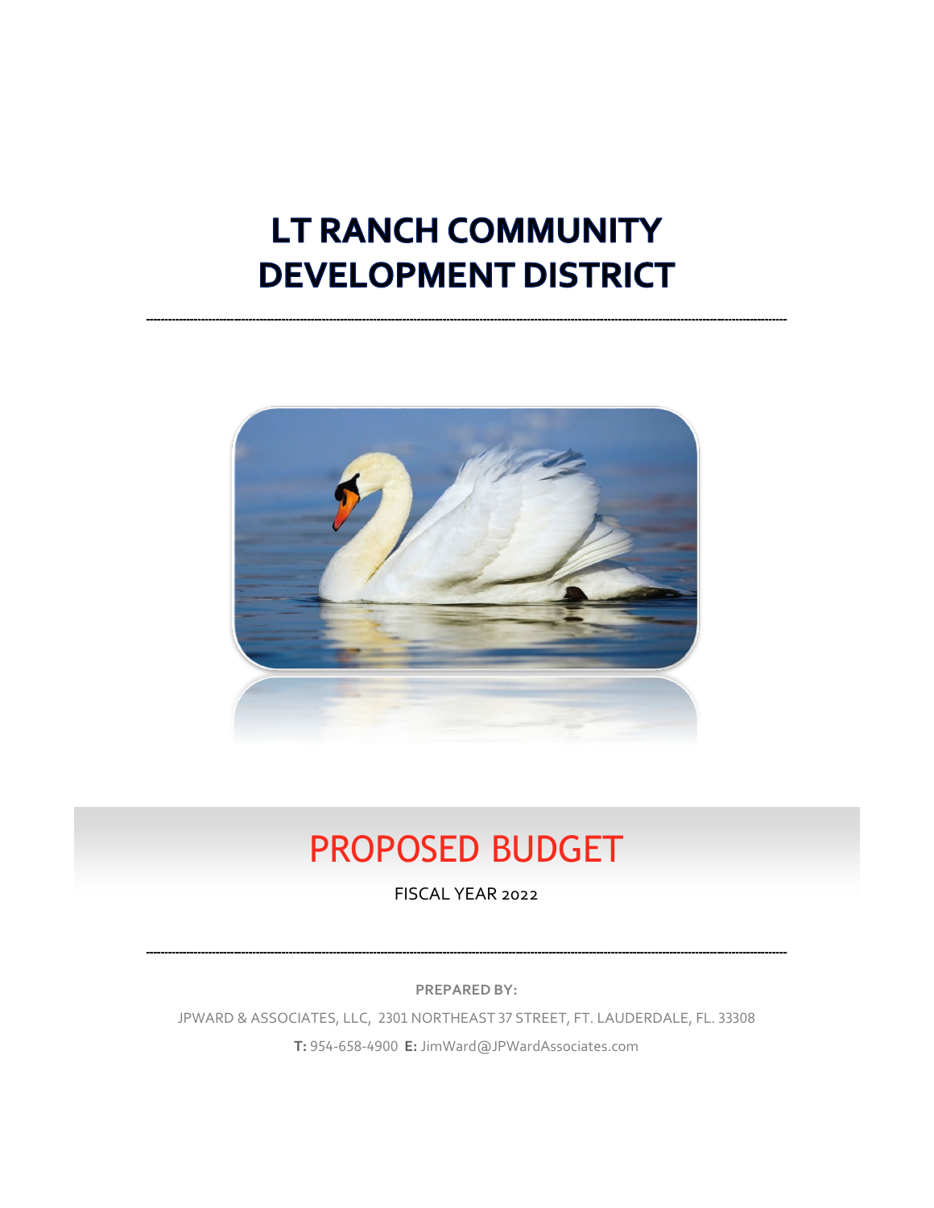# LT RANCH COMMUNITY DEVELOPMENT DISTRICT

---

# PROPOSED BUDGET

FISCAL YEAR 2022

---

**PREPARED BY:**

JPWARD & ASSOCIATES, LLC, 2301 NORTHEAST 37 STREET, FT. LAUDERDALE, FL. 33308

**T:** 954-658-4900 **E:** JimWard@JPWardAssociates.com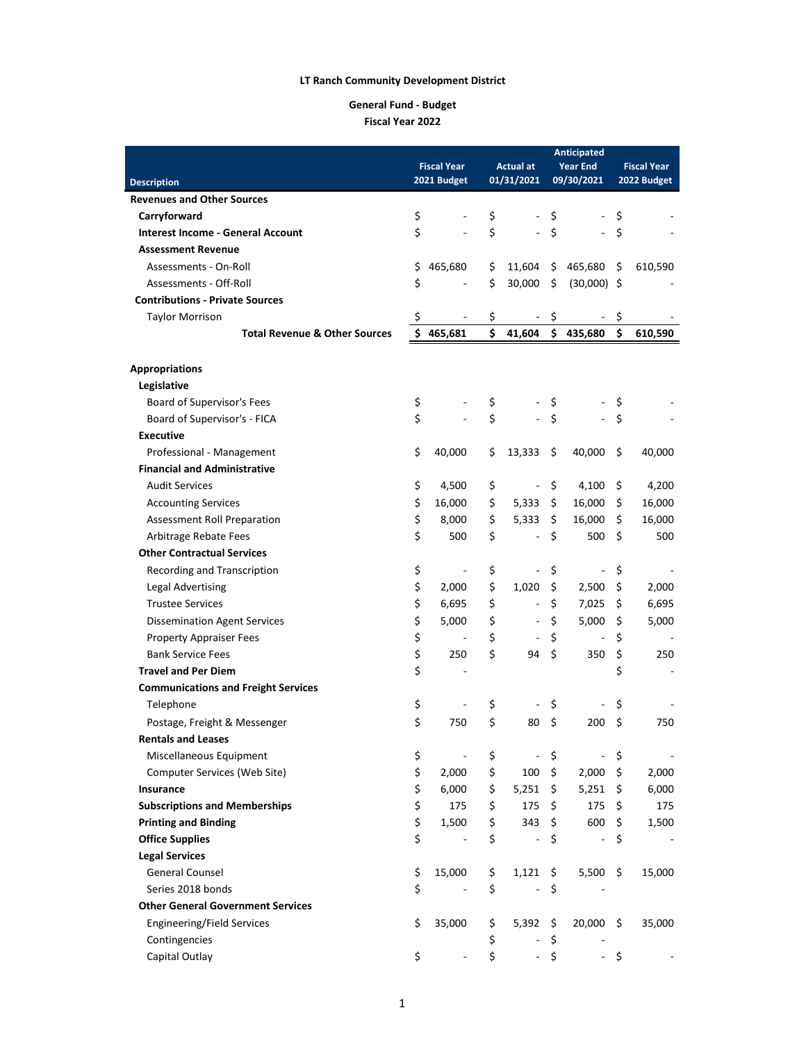**LT Ranch Community Development District**

**General Fund - Budget**
**Fiscal Year 2022**

| Description | Fiscal Year 2021 Budget | Actual at 01/31/2021 | Anticipated Year End 09/30/2021 | Fiscal Year 2022 Budget |
|---|---|---|---|---|
| **Revenues and Other Sources** | | | | |
| **Carryforward** | $ - | $ - | $ - | $ - |
| **Interest Income - General Account** | $ - | $ - | $ - | $ - |
| **Assessment Revenue** | | | | |
| Assessments - On-Roll | $ 465,680 | $ 11,604 | $ 465,680 | $ 610,590 |
| Assessments - Off-Roll | $ - | $ 30,000 | $ (30,000) | $ - |
| **Contributions - Private Sources** | | | | |
| Taylor Morrison | $ - | $ - | $ - | $ - |
| **Total Revenue & Other Sources** | **$ 465,681** | **$ 41,604** | **$ 435,680** | **$ 610,590** |
| | | | | |
| **Appropriations** | | | | |
| **Legislative** | | | | |
| Board of Supervisor's Fees | $ - | $ - | $ - | $ - |
| Board of Supervisor's - FICA | $ - | $ - | $ - | $ - |
| **Executive** | | | | |
| Professional - Management | $ 40,000 | $ 13,333 | $ 40,000 | $ 40,000 |
| **Financial and Administrative** | | | | |
| Audit Services | $ 4,500 | $ - | $ 4,100 | $ 4,200 |
| Accounting Services | $ 16,000 | $ 5,333 | $ 16,000 | $ 16,000 |
| Assessment Roll Preparation | $ 8,000 | $ 5,333 | $ 16,000 | $ 16,000 |
| Arbitrage Rebate Fees | $ 500 | $ - | $ 500 | $ 500 |
| **Other Contractual Services** | | | | |
| Recording and Transcription | $ - | $ - | $ - | $ - |
| Legal Advertising | $ 2,000 | $ 1,020 | $ 2,500 | $ 2,000 |
| Trustee Services | $ 6,695 | $ - | $ 7,025 | $ 6,695 |
| Dissemination Agent Services | $ 5,000 | $ - | $ 5,000 | $ 5,000 |
| Property Appraiser Fees | $ - | $ - | $ - | $ - |
| Bank Service Fees | $ 250 | $ 94 | $ 350 | $ 250 |
| **Travel and Per Diem** | $ - | | | $ - |
| **Communications and Freight Services** | | | | |
| Telephone | $ - | $ - | $ - | $ - |
| Postage, Freight & Messenger | $ 750 | $ 80 | $ 200 | $ 750 |
| **Rentals and Leases** | | | | |
| Miscellaneous Equipment | $ - | $ - | $ - | $ - |
| Computer Services (Web Site) | $ 2,000 | $ 100 | $ 2,000 | $ 2,000 |
| **Insurance** | $ 6,000 | $ 5,251 | $ 5,251 | $ 6,000 |
| **Subscriptions and Memberships** | $ 175 | $ 175 | $ 175 | $ 175 |
| **Printing and Binding** | $ 1,500 | $ 343 | $ 600 | $ 1,500 |
| **Office Supplies** | $ - | $ - | $ - | $ - |
| **Legal Services** | | | | |
| General Counsel | $ 15,000 | $ 1,121 | $ 5,500 | $ 15,000 |
| Series 2018 bonds | $ - | $ - | $ - | |
| **Other General Government Services** | | | | |
| Engineering/Field Services | $ 35,000 | $ 5,392 | $ 20,000 | $ 35,000 |
| Contingencies | | $ - | $ - | |
| Capital Outlay | $ - | $ - | $ - | $ - |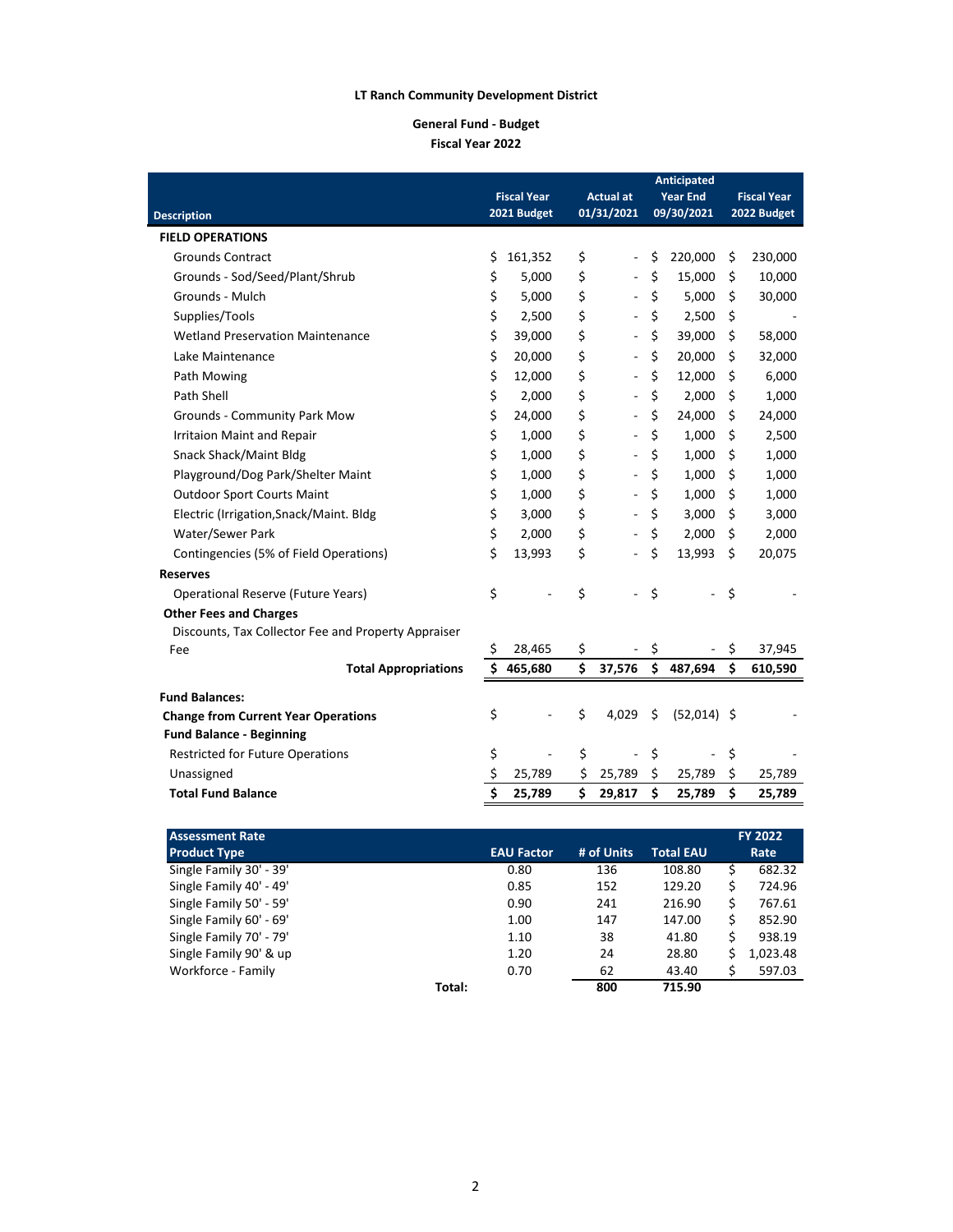**LT Ranch Community Development District**

**General Fund - Budget**
**Fiscal Year 2022**

| Description | Fiscal Year 2021 Budget | Actual at 01/31/2021 | Anticipated Year End 09/30/2021 | Fiscal Year 2022 Budget |
|---|---|---|---|---|
| **FIELD OPERATIONS** | | | | |
| Grounds Contract | $ 161,352 | $ - | $ 220,000 | $ 230,000 |
| Grounds - Sod/Seed/Plant/Shrub | $ 5,000 | $ - | $ 15,000 | $ 10,000 |
| Grounds - Mulch | $ 5,000 | $ - | $ 5,000 | $ 30,000 |
| Supplies/Tools | $ 2,500 | $ - | $ 2,500 | $ - |
| Wetland Preservation Maintenance | $ 39,000 | $ - | $ 39,000 | $ 58,000 |
| Lake Maintenance | $ 20,000 | $ - | $ 20,000 | $ 32,000 |
| Path Mowing | $ 12,000 | $ - | $ 12,000 | $ 6,000 |
| Path Shell | $ 2,000 | $ - | $ 2,000 | $ 1,000 |
| Grounds - Community Park Mow | $ 24,000 | $ - | $ 24,000 | $ 24,000 |
| Irritaion Maint and Repair | $ 1,000 | $ - | $ 1,000 | $ 2,500 |
| Snack Shack/Maint Bldg | $ 1,000 | $ - | $ 1,000 | $ 1,000 |
| Playground/Dog Park/Shelter Maint | $ 1,000 | $ - | $ 1,000 | $ 1,000 |
| Outdoor Sport Courts Maint | $ 1,000 | $ - | $ 1,000 | $ 1,000 |
| Electric (Irrigation,Snack/Maint. Bldg | $ 3,000 | $ - | $ 3,000 | $ 3,000 |
| Water/Sewer Park | $ 2,000 | $ - | $ 2,000 | $ 2,000 |
| Contingencies (5% of Field Operations) | $ 13,993 | $ - | $ 13,993 | $ 20,075 |
| **Reserves** | | | | |
| Operational Reserve (Future Years) | $ - | $ - | $ - | $ - |
| **Other Fees and Charges** | | | | |
| Discounts, Tax Collector Fee and Property Appraiser Fee | $ 28,465 | $ - | $ - | $ 37,945 |
| **Total Appropriations** | **$ 465,680** | **$ 37,576** | **$ 487,694** | **$ 610,590** |
| | | | | |
| **Fund Balances:** | | | | |
| **Change from Current Year Operations** | $ - | $ 4,029 | $ (52,014) | $ - |
| **Fund Balance - Beginning** | | | | |
| Restricted for Future Operations | $ - | $ - | $ - | $ - |
| Unassigned | $ 25,789 | $ 25,789 | $ 25,789 | $ 25,789 |
| **Total Fund Balance** | **$ 25,789** | **$ 29,817** | **$ 25,789** | **$ 25,789** |

| Assessment Rate Product Type | EAU Factor | # of Units | Total EAU | FY 2022 Rate |
|---|---|---|---|---|
| Single Family 30' - 39' | 0.80 | 136 | 108.80 | $ 682.32 |
| Single Family 40' - 49' | 0.85 | 152 | 129.20 | $ 724.96 |
| Single Family 50' - 59' | 0.90 | 241 | 216.90 | $ 767.61 |
| Single Family 60' - 69' | 1.00 | 147 | 147.00 | $ 852.90 |
| Single Family 70' - 79' | 1.10 | 38 | 41.80 | $ 938.19 |
| Single Family 90' & up | 1.20 | 24 | 28.80 | $ 1,023.48 |
| Workforce - Family | 0.70 | 62 | 43.40 | $ 597.03 |
| **Total:** | | **800** | **715.90** | |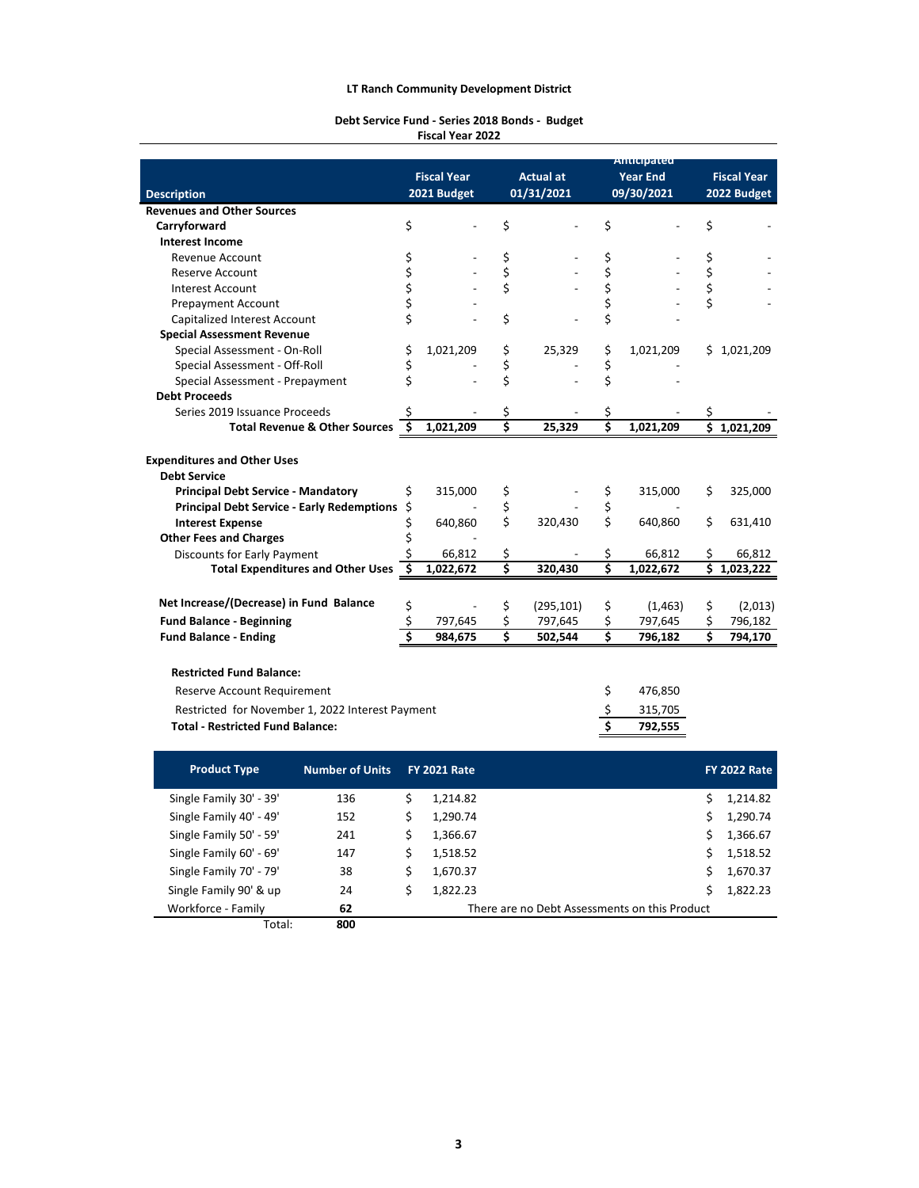**LT Ranch Community Development District**

**Debt Service Fund - Series 2018 Bonds - Budget**
**Fiscal Year 2022**

| Description | Fiscal Year 2021 Budget | Actual at 01/31/2021 | Anticipated Year End 09/30/2021 | Fiscal Year 2022 Budget |
|---|---|---|---|---|
| **Revenues and Other Sources** | | | | |
| **Carryforward** | $ - | $ - | $ - | $ - |
| **Interest Income** | | | | |
| Revenue Account | $ - | $ - | $ - | $ - |
| Reserve Account | $ - | $ - | $ - | $ - |
| Interest Account | $ - | $ - | $ - | $ - |
| Prepayment Account | $ - | | $ - | $ - |
| Capitalized Interest Account | $ - | $ - | $ - | |
| **Special Assessment Revenue** | | | | |
| Special Assessment - On-Roll | $ 1,021,209 | $ 25,329 | $ 1,021,209 | $ 1,021,209 |
| Special Assessment - Off-Roll | $ - | $ - | $ - | |
| Special Assessment - Prepayment | $ - | $ - | $ - | |
| **Debt Proceeds** | | | | |
| Series 2019 Issuance Proceeds | $ - | $ - | $ - | $ - |
| **Total Revenue & Other Sources** | **$ 1,021,209** | **$ 25,329** | **$ 1,021,209** | **$ 1,021,209** |
| | | | | |
| **Expenditures and Other Uses** | | | | |
| **Debt Service** | | | | |
| **Principal Debt Service - Mandatory** | $ 315,000 | $ - | $ 315,000 | $ 325,000 |
| **Principal Debt Service - Early Redemptions** | $ - | $ - | $ - | |
| **Interest Expense** | $ 640,860 | $ 320,430 | $ 640,860 | $ 631,410 |
| **Other Fees and Charges** | $ - | | | |
| Discounts for Early Payment | $ 66,812 | $ - | $ 66,812 | $ 66,812 |
| **Total Expenditures and Other Uses** | **$ 1,022,672** | **$ 320,430** | **$ 1,022,672** | **$ 1,023,222** |
| | | | | |
| **Net Increase/(Decrease) in Fund Balance** | $ - | $ (295,101) | $ (1,463) | $ (2,013) |
| **Fund Balance - Beginning** | $ 797,645 | $ 797,645 | $ 797,645 | $ 796,182 |
| **Fund Balance - Ending** | **$ 984,675** | **$ 502,544** | **$ 796,182** | **$ 794,170** |

| **Restricted Fund Balance:** | |
|---|---|
| Reserve Account Requirement | $ 476,850 |
| Restricted for November 1, 2022 Interest Payment | $ 315,705 |
| **Total - Restricted Fund Balance:** | **$ 792,555** |

| Product Type | Number of Units | FY 2021 Rate | FY 2022 Rate |
|---|---|---|---|
| Single Family 30' - 39' | 136 | $ 1,214.82 | $ 1,214.82 |
| Single Family 40' - 49' | 152 | $ 1,290.74 | $ 1,290.74 |
| Single Family 50' - 59' | 241 | $ 1,366.67 | $ 1,366.67 |
| Single Family 60' - 69' | 147 | $ 1,518.52 | $ 1,518.52 |
| Single Family 70' - 79' | 38 | $ 1,670.37 | $ 1,670.37 |
| Single Family 90' & up | 24 | $ 1,822.23 | $ 1,822.23 |
| Workforce - Family | **62** | There are no Debt Assessments on this Product | |
| Total: | **800** | | |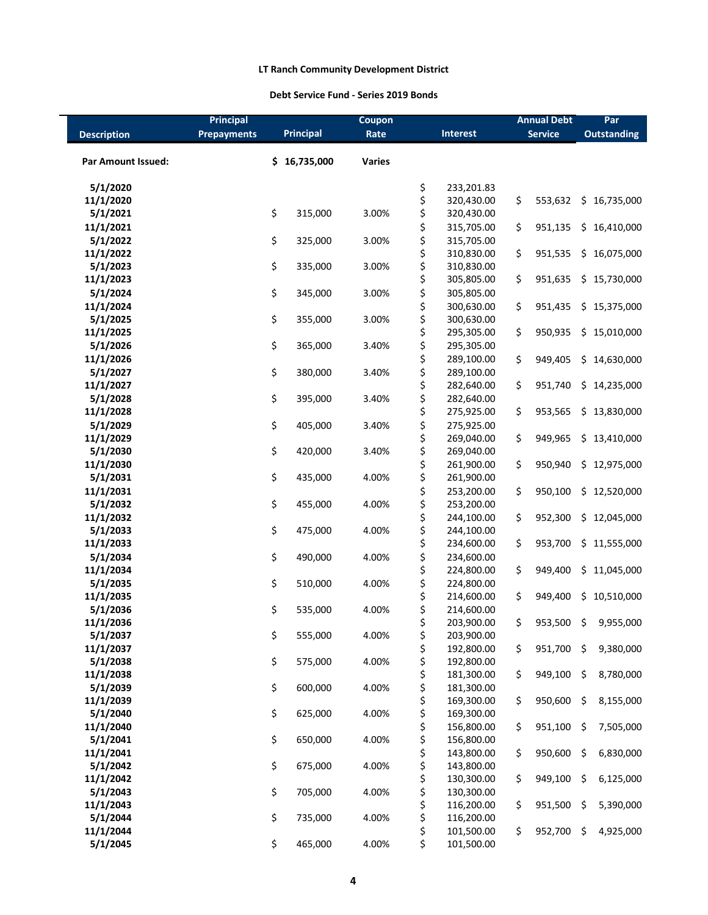**LT Ranch Community Development District**

**Debt Service Fund - Series 2019 Bonds**

| Description | Principal Prepayments | Principal | Coupon Rate | Interest | Annual Debt Service | Par Outstanding |
|---|---|---|---|---|---|---|
| **Par Amount Issued:** | | $ 16,735,000 | Varies | | | |
| 5/1/2020 | | | | $ 233,201.83 | | |
| 11/1/2020 | | | | $ 320,430.00 | $ 553,632 | $ 16,735,000 |
| 5/1/2021 | | $ 315,000 | 3.00% | $ 320,430.00 | | |
| 11/1/2021 | | | | $ 315,705.00 | $ 951,135 | $ 16,410,000 |
| 5/1/2022 | | $ 325,000 | 3.00% | $ 315,705.00 | | |
| 11/1/2022 | | | | $ 310,830.00 | $ 951,535 | $ 16,075,000 |
| 5/1/2023 | | $ 335,000 | 3.00% | $ 310,830.00 | | |
| 11/1/2023 | | | | $ 305,805.00 | $ 951,635 | $ 15,730,000 |
| 5/1/2024 | | $ 345,000 | 3.00% | $ 305,805.00 | | |
| 11/1/2024 | | | | $ 300,630.00 | $ 951,435 | $ 15,375,000 |
| 5/1/2025 | | $ 355,000 | 3.00% | $ 300,630.00 | | |
| 11/1/2025 | | | | $ 295,305.00 | $ 950,935 | $ 15,010,000 |
| 5/1/2026 | | $ 365,000 | 3.40% | $ 295,305.00 | | |
| 11/1/2026 | | | | $ 289,100.00 | $ 949,405 | $ 14,630,000 |
| 5/1/2027 | | $ 380,000 | 3.40% | $ 289,100.00 | | |
| 11/1/2027 | | | | $ 282,640.00 | $ 951,740 | $ 14,235,000 |
| 5/1/2028 | | $ 395,000 | 3.40% | $ 282,640.00 | | |
| 11/1/2028 | | | | $ 275,925.00 | $ 953,565 | $ 13,830,000 |
| 5/1/2029 | | $ 405,000 | 3.40% | $ 275,925.00 | | |
| 11/1/2029 | | | | $ 269,040.00 | $ 949,965 | $ 13,410,000 |
| 5/1/2030 | | $ 420,000 | 3.40% | $ 269,040.00 | | |
| 11/1/2030 | | | | $ 261,900.00 | $ 950,940 | $ 12,975,000 |
| 5/1/2031 | | $ 435,000 | 4.00% | $ 261,900.00 | | |
| 11/1/2031 | | | | $ 253,200.00 | $ 950,100 | $ 12,520,000 |
| 5/1/2032 | | $ 455,000 | 4.00% | $ 253,200.00 | | |
| 11/1/2032 | | | | $ 244,100.00 | $ 952,300 | $ 12,045,000 |
| 5/1/2033 | | $ 475,000 | 4.00% | $ 244,100.00 | | |
| 11/1/2033 | | | | $ 234,600.00 | $ 953,700 | $ 11,555,000 |
| 5/1/2034 | | $ 490,000 | 4.00% | $ 234,600.00 | | |
| 11/1/2034 | | | | $ 224,800.00 | $ 949,400 | $ 11,045,000 |
| 5/1/2035 | | $ 510,000 | 4.00% | $ 224,800.00 | | |
| 11/1/2035 | | | | $ 214,600.00 | $ 949,400 | $ 10,510,000 |
| 5/1/2036 | | $ 535,000 | 4.00% | $ 214,600.00 | | |
| 11/1/2036 | | | | $ 203,900.00 | $ 953,500 | $ 9,955,000 |
| 5/1/2037 | | $ 555,000 | 4.00% | $ 203,900.00 | | |
| 11/1/2037 | | | | $ 192,800.00 | $ 951,700 | $ 9,380,000 |
| 5/1/2038 | | $ 575,000 | 4.00% | $ 192,800.00 | | |
| 11/1/2038 | | | | $ 181,300.00 | $ 949,100 | $ 8,780,000 |
| 5/1/2039 | | $ 600,000 | 4.00% | $ 181,300.00 | | |
| 11/1/2039 | | | | $ 169,300.00 | $ 950,600 | $ 8,155,000 |
| 5/1/2040 | | $ 625,000 | 4.00% | $ 169,300.00 | | |
| 11/1/2040 | | | | $ 156,800.00 | $ 951,100 | $ 7,505,000 |
| 5/1/2041 | | $ 650,000 | 4.00% | $ 156,800.00 | | |
| 11/1/2041 | | | | $ 143,800.00 | $ 950,600 | $ 6,830,000 |
| 5/1/2042 | | $ 675,000 | 4.00% | $ 143,800.00 | | |
| 11/1/2042 | | | | $ 130,300.00 | $ 949,100 | $ 6,125,000 |
| 5/1/2043 | | $ 705,000 | 4.00% | $ 130,300.00 | | |
| 11/1/2043 | | | | $ 116,200.00 | $ 951,500 | $ 5,390,000 |
| 5/1/2044 | | $ 735,000 | 4.00% | $ 116,200.00 | | |
| 11/1/2044 | | | | $ 101,500.00 | $ 952,700 | $ 4,925,000 |
| 5/1/2045 | | $ 465,000 | 4.00% | $ 101,500.00 | | |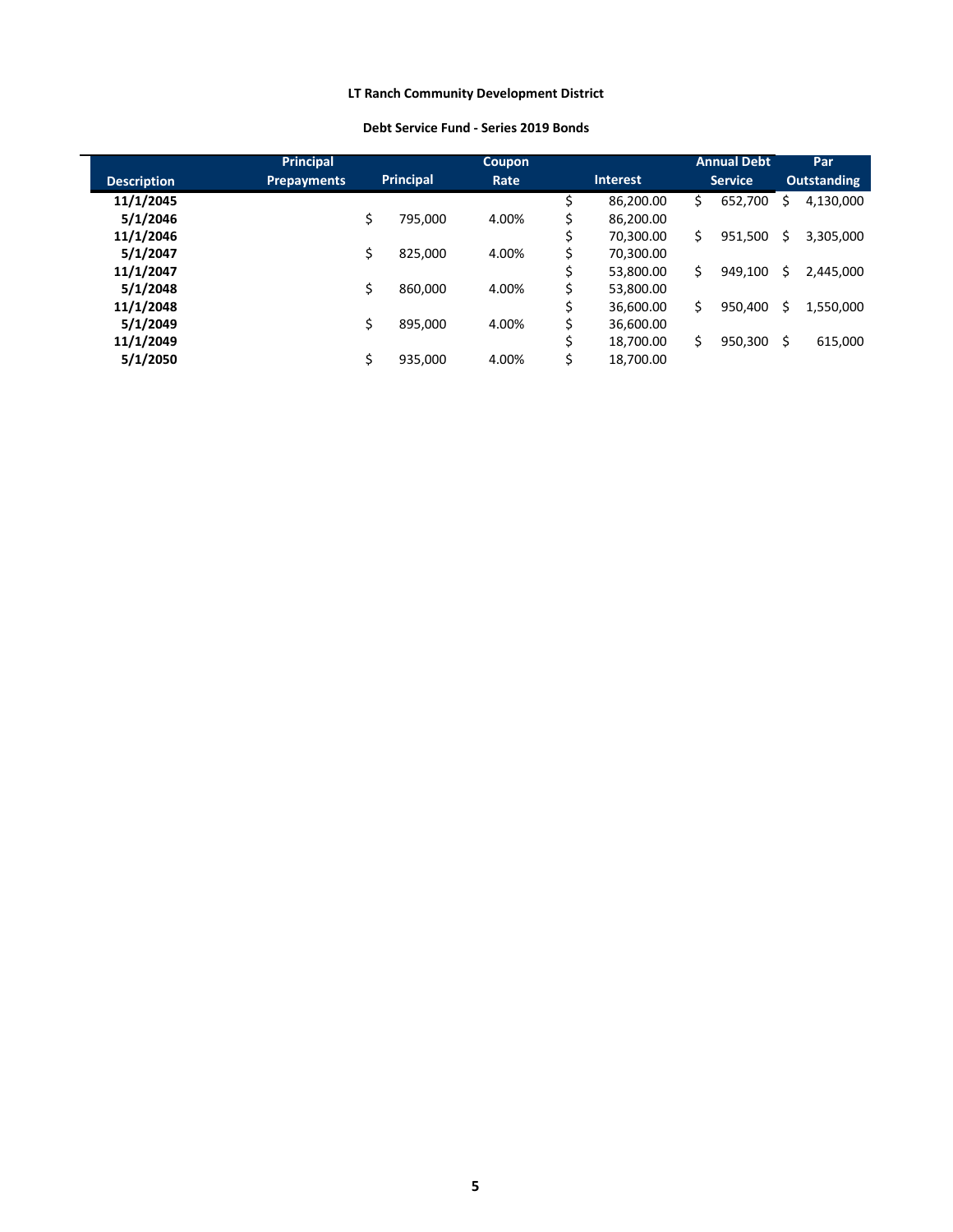**LT Ranch Community Development District**

**Debt Service Fund - Series 2019 Bonds**

| Description | Principal Prepayments | Principal | Coupon Rate | Interest | Annual Debt Service | Par Outstanding |
|---|---|---|---|---|---|---|
| **11/1/2045** | | | | $ 86,200.00 | $ 652,700 | $ 4,130,000 |
| **5/1/2046** | | $ 795,000 | 4.00% | $ 86,200.00 | | |
| **11/1/2046** | | | | $ 70,300.00 | $ 951,500 | $ 3,305,000 |
| **5/1/2047** | | $ 825,000 | 4.00% | $ 70,300.00 | | |
| **11/1/2047** | | | | $ 53,800.00 | $ 949,100 | $ 2,445,000 |
| **5/1/2048** | | $ 860,000 | 4.00% | $ 53,800.00 | | |
| **11/1/2048** | | | | $ 36,600.00 | $ 950,400 | $ 1,550,000 |
| **5/1/2049** | | $ 895,000 | 4.00% | $ 36,600.00 | | |
| **11/1/2049** | | | | $ 18,700.00 | $ 950,300 | $ 615,000 |
| **5/1/2050** | | $ 935,000 | 4.00% | $ 18,700.00 | | |